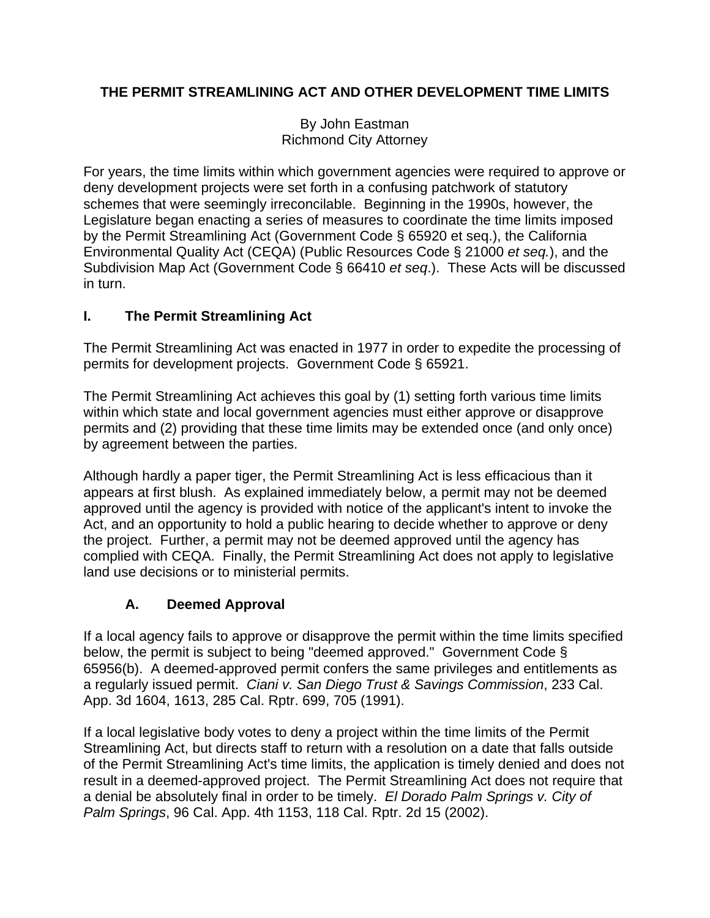# THE PERMIT STREAMLINING ACT AND OTHER DEVELOPMENT TIME LIMITS

By John Eastman
Richmond City Attorney

For years, the time limits within which government agencies were required to approve or deny development projects were set forth in a confusing patchwork of statutory schemes that were seemingly irreconcilable. Beginning in the 1990s, however, the Legislature began enacting a series of measures to coordinate the time limits imposed by the Permit Streamlining Act (Government Code § 65920 et seq.), the California Environmental Quality Act (CEQA) (Public Resources Code § 21000 *et seq.*), and the Subdivision Map Act (Government Code § 66410 *et seq*.). These Acts will be discussed in turn.

## I. The Permit Streamlining Act

The Permit Streamlining Act was enacted in 1977 in order to expedite the processing of permits for development projects. Government Code § 65921.

The Permit Streamlining Act achieves this goal by (1) setting forth various time limits within which state and local government agencies must either approve or disapprove permits and (2) providing that these time limits may be extended once (and only once) by agreement between the parties.

Although hardly a paper tiger, the Permit Streamlining Act is less efficacious than it appears at first blush. As explained immediately below, a permit may not be deemed approved until the agency is provided with notice of the applicant's intent to invoke the Act, and an opportunity to hold a public hearing to decide whether to approve or deny the project. Further, a permit may not be deemed approved until the agency has complied with CEQA. Finally, the Permit Streamlining Act does not apply to legislative land use decisions or to ministerial permits.

### A. Deemed Approval

If a local agency fails to approve or disapprove the permit within the time limits specified below, the permit is subject to being "deemed approved." Government Code § 65956(b). A deemed-approved permit confers the same privileges and entitlements as a regularly issued permit. *Ciani v. San Diego Trust & Savings Commission*, 233 Cal. App. 3d 1604, 1613, 285 Cal. Rptr. 699, 705 (1991).

If a local legislative body votes to deny a project within the time limits of the Permit Streamlining Act, but directs staff to return with a resolution on a date that falls outside of the Permit Streamlining Act's time limits, the application is timely denied and does not result in a deemed-approved project. The Permit Streamlining Act does not require that a denial be absolutely final in order to be timely. *El Dorado Palm Springs v. City of Palm Springs*, 96 Cal. App. 4th 1153, 118 Cal. Rptr. 2d 15 (2002).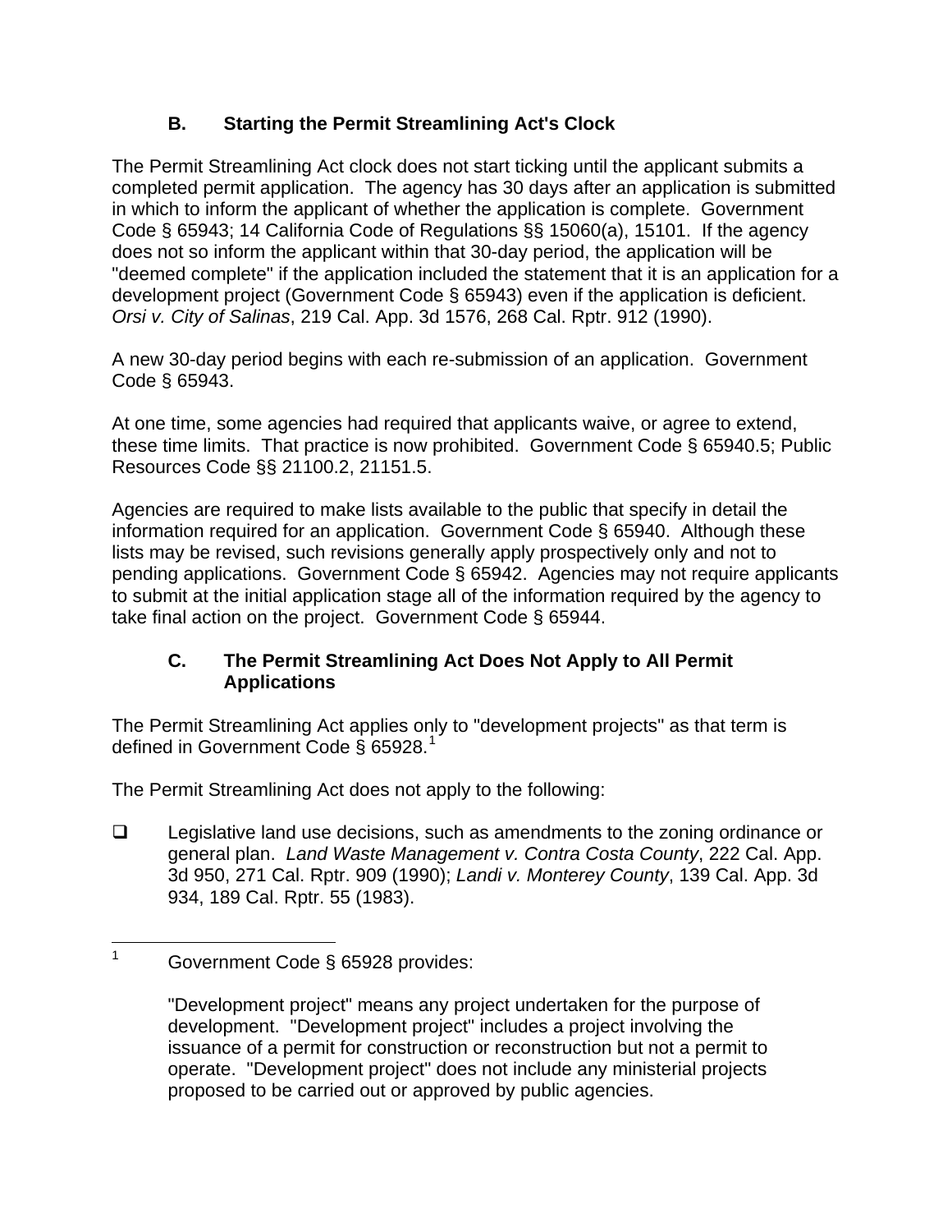### B. Starting the Permit Streamlining Act's Clock

The Permit Streamlining Act clock does not start ticking until the applicant submits a completed permit application. The agency has 30 days after an application is submitted in which to inform the applicant of whether the application is complete. Government Code § 65943; 14 California Code of Regulations §§ 15060(a), 15101. If the agency does not so inform the applicant within that 30-day period, the application will be "deemed complete" if the application included the statement that it is an application for a development project (Government Code § 65943) even if the application is deficient. *Orsi v. City of Salinas*, 219 Cal. App. 3d 1576, 268 Cal. Rptr. 912 (1990).

A new 30-day period begins with each re-submission of an application. Government Code § 65943.

At one time, some agencies had required that applicants waive, or agree to extend, these time limits. That practice is now prohibited. Government Code § 65940.5; Public Resources Code §§ 21100.2, 21151.5.

Agencies are required to make lists available to the public that specify in detail the information required for an application. Government Code § 65940. Although these lists may be revised, such revisions generally apply prospectively only and not to pending applications. Government Code § 65942. Agencies may not require applicants to submit at the initial application stage all of the information required by the agency to take final action on the project. Government Code § 65944.

### C. The Permit Streamlining Act Does Not Apply to All Permit Applications

The Permit Streamlining Act applies only to "development projects" as that term is defined in Government Code § 65928.[1]

The Permit Streamlining Act does not apply to the following:

- ❑ Legislative land use decisions, such as amendments to the zoning ordinance or general plan. *Land Waste Management v. Contra Costa County*, 222 Cal. App. 3d 950, 271 Cal. Rptr. 909 (1990); *Landi v. Monterey County*, 139 Cal. App. 3d 934, 189 Cal. Rptr. 55 (1983).

---

[1] Government Code § 65928 provides:

"Development project" means any project undertaken for the purpose of development. "Development project" includes a project involving the issuance of a permit for construction or reconstruction but not a permit to operate. "Development project" does not include any ministerial projects proposed to be carried out or approved by public agencies.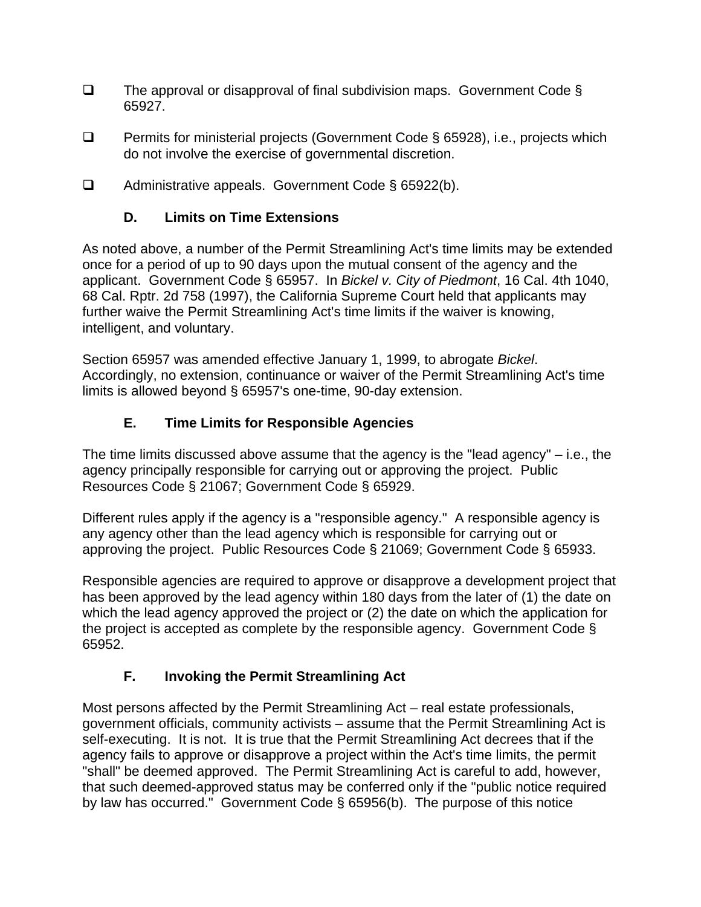- ❑ The approval or disapproval of final subdivision maps. Government Code § 65927.

- ❑ Permits for ministerial projects (Government Code § 65928), i.e., projects which do not involve the exercise of governmental discretion.

- ❑ Administrative appeals. Government Code § 65922(b).

### D. Limits on Time Extensions

As noted above, a number of the Permit Streamlining Act's time limits may be extended once for a period of up to 90 days upon the mutual consent of the agency and the applicant. Government Code § 65957. In *Bickel v. City of Piedmont*, 16 Cal. 4th 1040, 68 Cal. Rptr. 2d 758 (1997), the California Supreme Court held that applicants may further waive the Permit Streamlining Act's time limits if the waiver is knowing, intelligent, and voluntary.

Section 65957 was amended effective January 1, 1999, to abrogate *Bickel*. Accordingly, no extension, continuance or waiver of the Permit Streamlining Act's time limits is allowed beyond § 65957's one-time, 90-day extension.

### E. Time Limits for Responsible Agencies

The time limits discussed above assume that the agency is the "lead agency" – i.e., the agency principally responsible for carrying out or approving the project. Public Resources Code § 21067; Government Code § 65929.

Different rules apply if the agency is a "responsible agency." A responsible agency is any agency other than the lead agency which is responsible for carrying out or approving the project. Public Resources Code § 21069; Government Code § 65933.

Responsible agencies are required to approve or disapprove a development project that has been approved by the lead agency within 180 days from the later of (1) the date on which the lead agency approved the project or (2) the date on which the application for the project is accepted as complete by the responsible agency. Government Code § 65952.

### F. Invoking the Permit Streamlining Act

Most persons affected by the Permit Streamlining Act – real estate professionals, government officials, community activists – assume that the Permit Streamlining Act is self-executing. It is not. It is true that the Permit Streamlining Act decrees that if the agency fails to approve or disapprove a project within the Act's time limits, the permit "shall" be deemed approved. The Permit Streamlining Act is careful to add, however, that such deemed-approved status may be conferred only if the "public notice required by law has occurred." Government Code § 65956(b). The purpose of this notice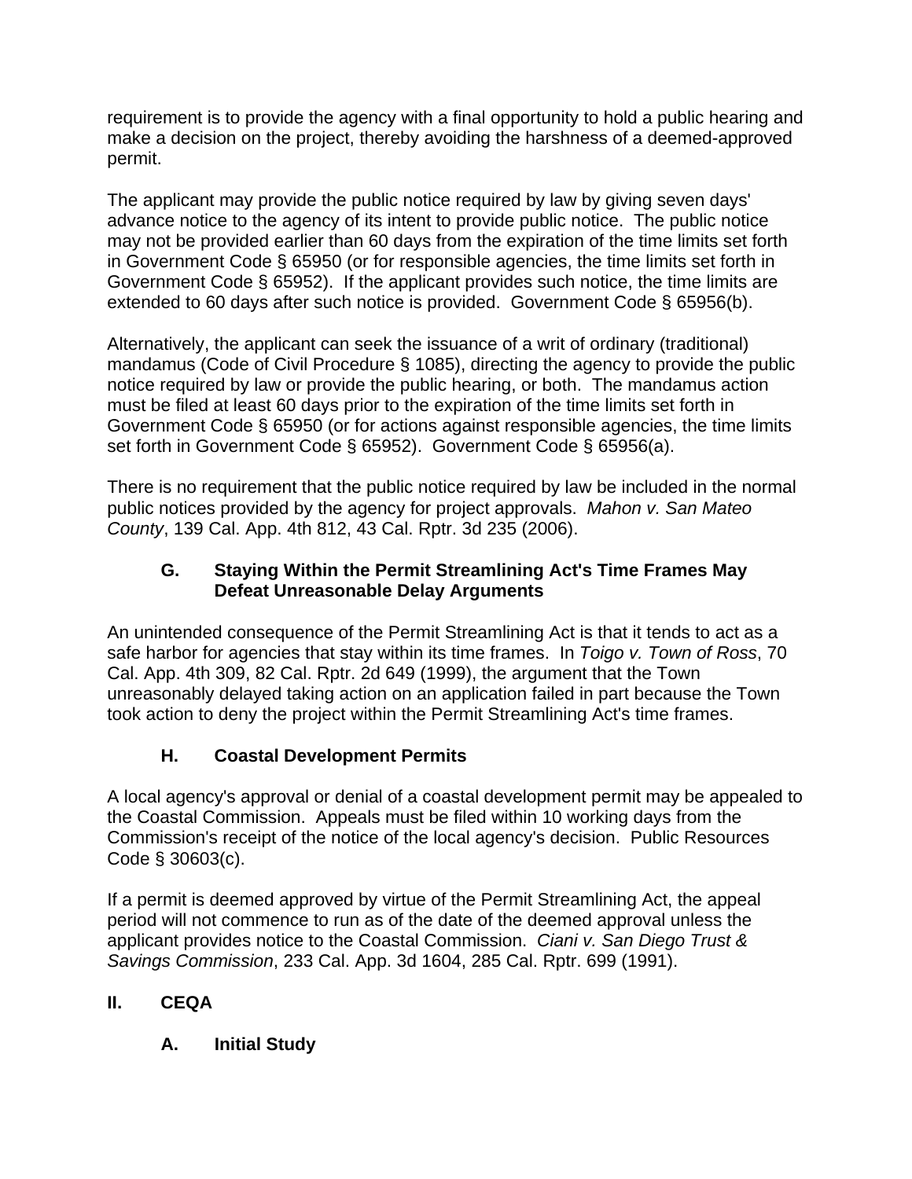requirement is to provide the agency with a final opportunity to hold a public hearing and make a decision on the project, thereby avoiding the harshness of a deemed-approved permit.

The applicant may provide the public notice required by law by giving seven days' advance notice to the agency of its intent to provide public notice. The public notice may not be provided earlier than 60 days from the expiration of the time limits set forth in Government Code § 65950 (or for responsible agencies, the time limits set forth in Government Code § 65952). If the applicant provides such notice, the time limits are extended to 60 days after such notice is provided. Government Code § 65956(b).

Alternatively, the applicant can seek the issuance of a writ of ordinary (traditional) mandamus (Code of Civil Procedure § 1085), directing the agency to provide the public notice required by law or provide the public hearing, or both. The mandamus action must be filed at least 60 days prior to the expiration of the time limits set forth in Government Code § 65950 (or for actions against responsible agencies, the time limits set forth in Government Code § 65952). Government Code § 65956(a).

There is no requirement that the public notice required by law be included in the normal public notices provided by the agency for project approvals. *Mahon v. San Mateo County*, 139 Cal. App. 4th 812, 43 Cal. Rptr. 3d 235 (2006).

### G. Staying Within the Permit Streamlining Act's Time Frames May Defeat Unreasonable Delay Arguments

An unintended consequence of the Permit Streamlining Act is that it tends to act as a safe harbor for agencies that stay within its time frames. In *Toigo v. Town of Ross*, 70 Cal. App. 4th 309, 82 Cal. Rptr. 2d 649 (1999), the argument that the Town unreasonably delayed taking action on an application failed in part because the Town took action to deny the project within the Permit Streamlining Act's time frames.

### H. Coastal Development Permits

A local agency's approval or denial of a coastal development permit may be appealed to the Coastal Commission. Appeals must be filed within 10 working days from the Commission's receipt of the notice of the local agency's decision. Public Resources Code § 30603(c).

If a permit is deemed approved by virtue of the Permit Streamlining Act, the appeal period will not commence to run as of the date of the deemed approval unless the applicant provides notice to the Coastal Commission. *Ciani v. San Diego Trust & Savings Commission*, 233 Cal. App. 3d 1604, 285 Cal. Rptr. 699 (1991).

## II. CEQA

### A. Initial Study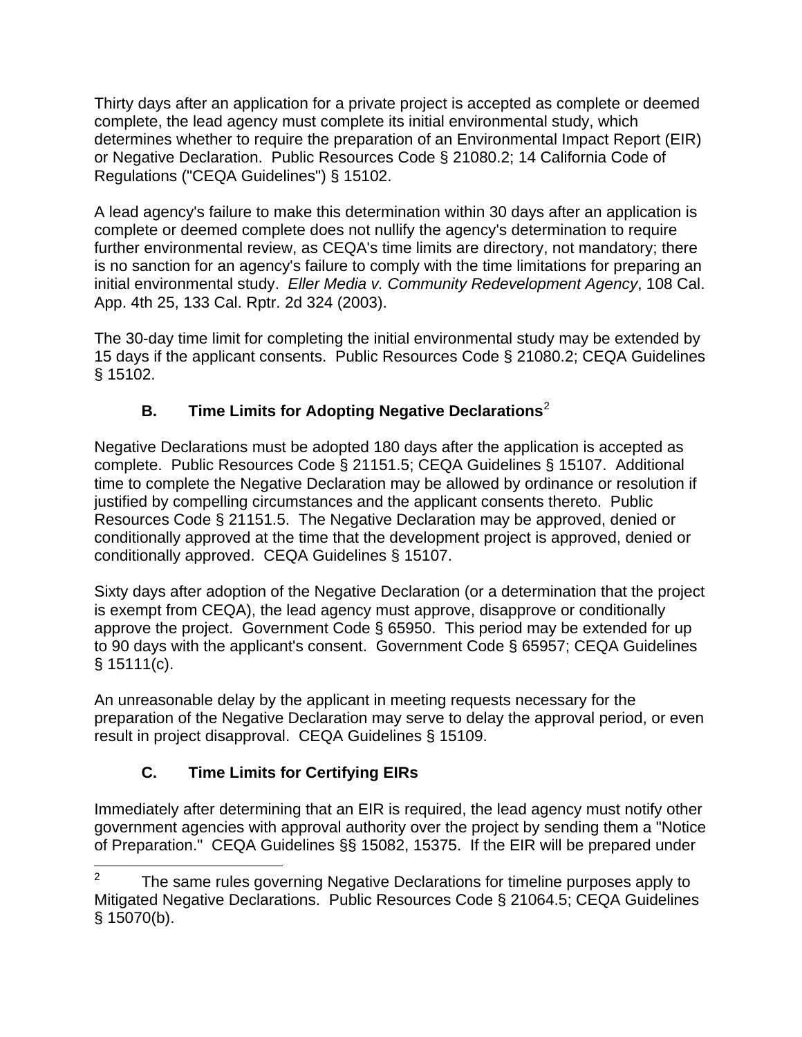Thirty days after an application for a private project is accepted as complete or deemed complete, the lead agency must complete its initial environmental study, which determines whether to require the preparation of an Environmental Impact Report (EIR) or Negative Declaration. Public Resources Code § 21080.2; 14 California Code of Regulations ("CEQA Guidelines") § 15102.

A lead agency's failure to make this determination within 30 days after an application is complete or deemed complete does not nullify the agency's determination to require further environmental review, as CEQA's time limits are directory, not mandatory; there is no sanction for an agency's failure to comply with the time limitations for preparing an initial environmental study. *Eller Media v. Community Redevelopment Agency*, 108 Cal. App. 4th 25, 133 Cal. Rptr. 2d 324 (2003).

The 30-day time limit for completing the initial environmental study may be extended by 15 days if the applicant consents. Public Resources Code § 21080.2; CEQA Guidelines § 15102.

### B. Time Limits for Adopting Negative Declarations[2]

Negative Declarations must be adopted 180 days after the application is accepted as complete. Public Resources Code § 21151.5; CEQA Guidelines § 15107. Additional time to complete the Negative Declaration may be allowed by ordinance or resolution if justified by compelling circumstances and the applicant consents thereto. Public Resources Code § 21151.5. The Negative Declaration may be approved, denied or conditionally approved at the time that the development project is approved, denied or conditionally approved. CEQA Guidelines § 15107.

Sixty days after adoption of the Negative Declaration (or a determination that the project is exempt from CEQA), the lead agency must approve, disapprove or conditionally approve the project. Government Code § 65950. This period may be extended for up to 90 days with the applicant's consent. Government Code § 65957; CEQA Guidelines § 15111(c).

An unreasonable delay by the applicant in meeting requests necessary for the preparation of the Negative Declaration may serve to delay the approval period, or even result in project disapproval. CEQA Guidelines § 15109.

### C. Time Limits for Certifying EIRs

Immediately after determining that an EIR is required, the lead agency must notify other government agencies with approval authority over the project by sending them a "Notice of Preparation." CEQA Guidelines §§ 15082, 15375. If the EIR will be prepared under

---

[2] The same rules governing Negative Declarations for timeline purposes apply to Mitigated Negative Declarations. Public Resources Code § 21064.5; CEQA Guidelines § 15070(b).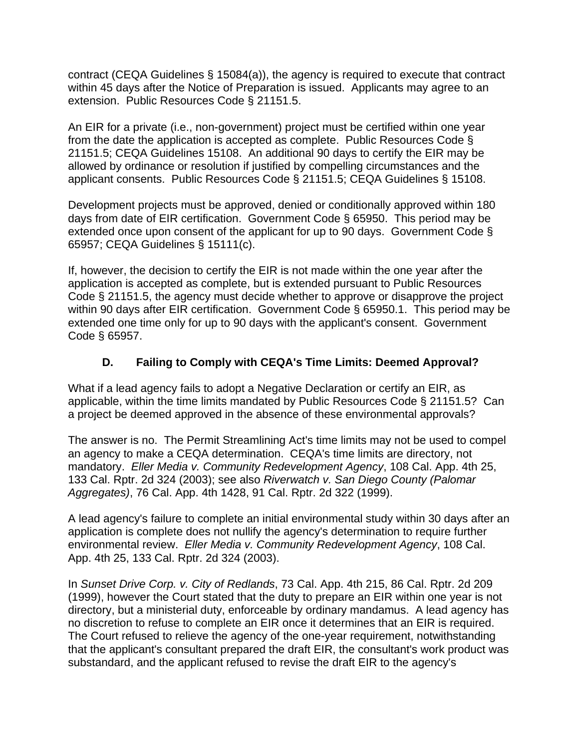contract (CEQA Guidelines § 15084(a)), the agency is required to execute that contract within 45 days after the Notice of Preparation is issued. Applicants may agree to an extension. Public Resources Code § 21151.5.

An EIR for a private (i.e., non-government) project must be certified within one year from the date the application is accepted as complete. Public Resources Code § 21151.5; CEQA Guidelines 15108. An additional 90 days to certify the EIR may be allowed by ordinance or resolution if justified by compelling circumstances and the applicant consents. Public Resources Code § 21151.5; CEQA Guidelines § 15108.

Development projects must be approved, denied or conditionally approved within 180 days from date of EIR certification. Government Code § 65950. This period may be extended once upon consent of the applicant for up to 90 days. Government Code § 65957; CEQA Guidelines § 15111(c).

If, however, the decision to certify the EIR is not made within the one year after the application is accepted as complete, but is extended pursuant to Public Resources Code § 21151.5, the agency must decide whether to approve or disapprove the project within 90 days after EIR certification. Government Code § 65950.1. This period may be extended one time only for up to 90 days with the applicant's consent. Government Code § 65957.

### D. Failing to Comply with CEQA's Time Limits: Deemed Approval?

What if a lead agency fails to adopt a Negative Declaration or certify an EIR, as applicable, within the time limits mandated by Public Resources Code § 21151.5? Can a project be deemed approved in the absence of these environmental approvals?

The answer is no. The Permit Streamlining Act's time limits may not be used to compel an agency to make a CEQA determination. CEQA's time limits are directory, not mandatory. *Eller Media v. Community Redevelopment Agency*, 108 Cal. App. 4th 25, 133 Cal. Rptr. 2d 324 (2003); see also *Riverwatch v. San Diego County (Palomar Aggregates)*, 76 Cal. App. 4th 1428, 91 Cal. Rptr. 2d 322 (1999).

A lead agency's failure to complete an initial environmental study within 30 days after an application is complete does not nullify the agency's determination to require further environmental review. *Eller Media v. Community Redevelopment Agency*, 108 Cal. App. 4th 25, 133 Cal. Rptr. 2d 324 (2003).

In *Sunset Drive Corp. v. City of Redlands*, 73 Cal. App. 4th 215, 86 Cal. Rptr. 2d 209 (1999), however the Court stated that the duty to prepare an EIR within one year is not directory, but a ministerial duty, enforceable by ordinary mandamus. A lead agency has no discretion to refuse to complete an EIR once it determines that an EIR is required. The Court refused to relieve the agency of the one-year requirement, notwithstanding that the applicant's consultant prepared the draft EIR, the consultant's work product was substandard, and the applicant refused to revise the draft EIR to the agency's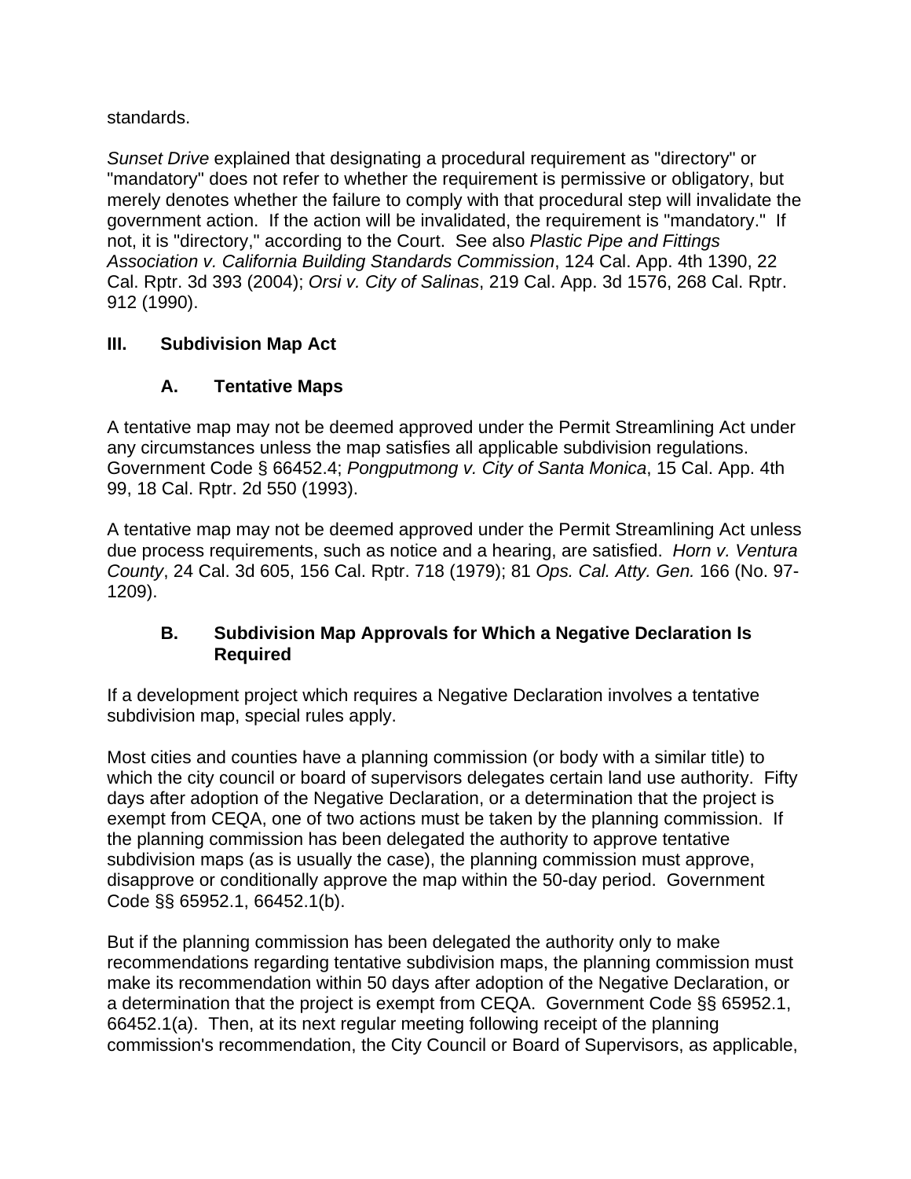standards.

*Sunset Drive* explained that designating a procedural requirement as "directory" or "mandatory" does not refer to whether the requirement is permissive or obligatory, but merely denotes whether the failure to comply with that procedural step will invalidate the government action. If the action will be invalidated, the requirement is "mandatory." If not, it is "directory," according to the Court. See also *Plastic Pipe and Fittings Association v. California Building Standards Commission*, 124 Cal. App. 4th 1390, 22 Cal. Rptr. 3d 393 (2004); *Orsi v. City of Salinas*, 219 Cal. App. 3d 1576, 268 Cal. Rptr. 912 (1990).

## III. Subdivision Map Act

### A. Tentative Maps

A tentative map may not be deemed approved under the Permit Streamlining Act under any circumstances unless the map satisfies all applicable subdivision regulations. Government Code § 66452.4; *Pongputmong v. City of Santa Monica*, 15 Cal. App. 4th 99, 18 Cal. Rptr. 2d 550 (1993).

A tentative map may not be deemed approved under the Permit Streamlining Act unless due process requirements, such as notice and a hearing, are satisfied. *Horn v. Ventura County*, 24 Cal. 3d 605, 156 Cal. Rptr. 718 (1979); 81 *Ops. Cal. Atty. Gen.* 166 (No. 97-1209).

### B. Subdivision Map Approvals for Which a Negative Declaration Is Required

If a development project which requires a Negative Declaration involves a tentative subdivision map, special rules apply.

Most cities and counties have a planning commission (or body with a similar title) to which the city council or board of supervisors delegates certain land use authority. Fifty days after adoption of the Negative Declaration, or a determination that the project is exempt from CEQA, one of two actions must be taken by the planning commission. If the planning commission has been delegated the authority to approve tentative subdivision maps (as is usually the case), the planning commission must approve, disapprove or conditionally approve the map within the 50-day period. Government Code §§ 65952.1, 66452.1(b).

But if the planning commission has been delegated the authority only to make recommendations regarding tentative subdivision maps, the planning commission must make its recommendation within 50 days after adoption of the Negative Declaration, or a determination that the project is exempt from CEQA. Government Code §§ 65952.1, 66452.1(a). Then, at its next regular meeting following receipt of the planning commission's recommendation, the City Council or Board of Supervisors, as applicable,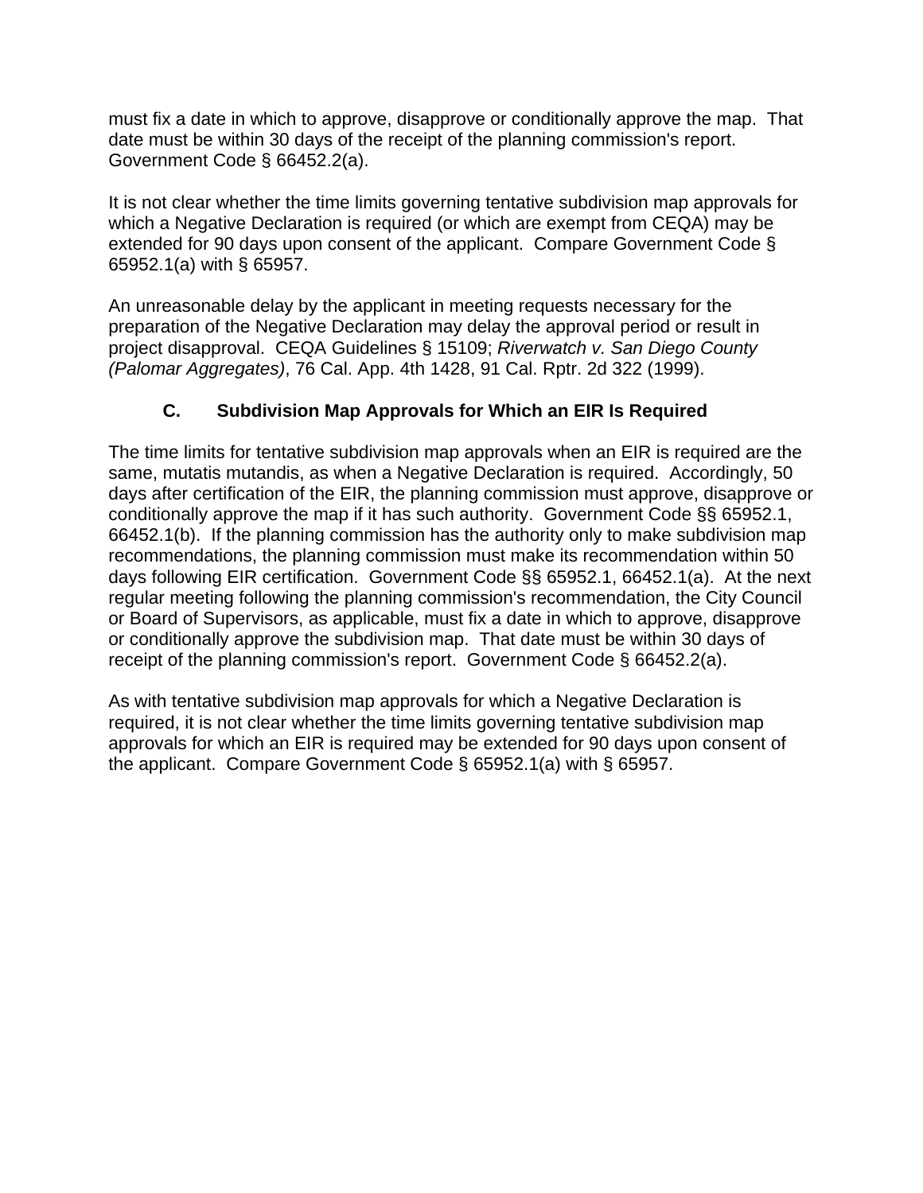must fix a date in which to approve, disapprove or conditionally approve the map. That date must be within 30 days of the receipt of the planning commission's report. Government Code § 66452.2(a).

It is not clear whether the time limits governing tentative subdivision map approvals for which a Negative Declaration is required (or which are exempt from CEQA) may be extended for 90 days upon consent of the applicant. Compare Government Code § 65952.1(a) with § 65957.

An unreasonable delay by the applicant in meeting requests necessary for the preparation of the Negative Declaration may delay the approval period or result in project disapproval. CEQA Guidelines § 15109; *Riverwatch v. San Diego County (Palomar Aggregates)*, 76 Cal. App. 4th 1428, 91 Cal. Rptr. 2d 322 (1999).

### C. Subdivision Map Approvals for Which an EIR Is Required

The time limits for tentative subdivision map approvals when an EIR is required are the same, mutatis mutandis, as when a Negative Declaration is required. Accordingly, 50 days after certification of the EIR, the planning commission must approve, disapprove or conditionally approve the map if it has such authority. Government Code §§ 65952.1, 66452.1(b). If the planning commission has the authority only to make subdivision map recommendations, the planning commission must make its recommendation within 50 days following EIR certification. Government Code §§ 65952.1, 66452.1(a). At the next regular meeting following the planning commission's recommendation, the City Council or Board of Supervisors, as applicable, must fix a date in which to approve, disapprove or conditionally approve the subdivision map. That date must be within 30 days of receipt of the planning commission's report. Government Code § 66452.2(a).

As with tentative subdivision map approvals for which a Negative Declaration is required, it is not clear whether the time limits governing tentative subdivision map approvals for which an EIR is required may be extended for 90 days upon consent of the applicant. Compare Government Code § 65952.1(a) with § 65957.